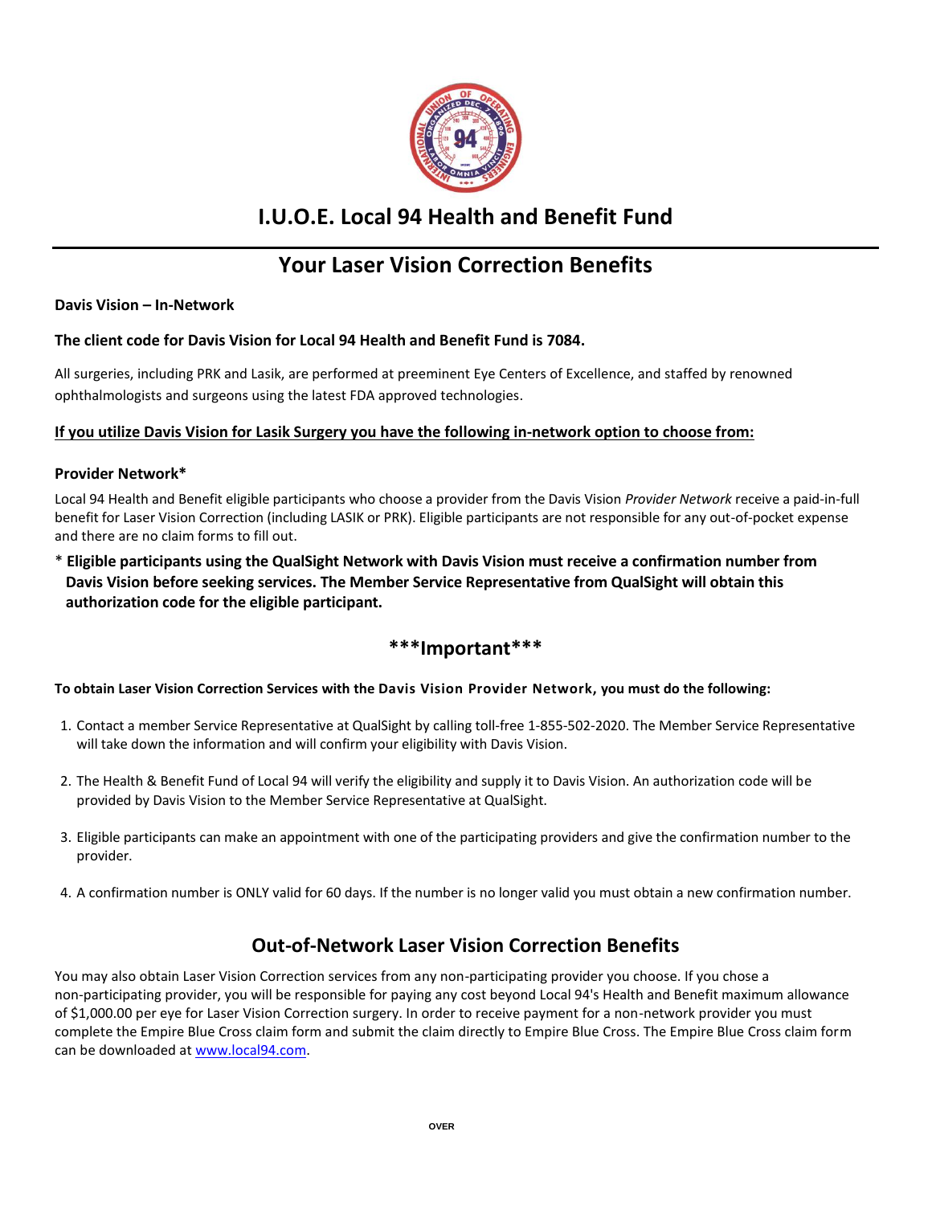# I.U.O.E. Local 94 Health and Benefit Fund

## Your Laser Vision Correction Benefits

**Davis Vision – In-Network**

**The client code for Davis Vision for Local 94 Health and Benefit Fund is 7084.**

All surgeries, including PRK and Lasik, are performed at preeminent Eye Centers of Excellence, and staffed by renowned ophthalmologists and surgeons using the latest FDA approved technologies.

**If you utilize Davis Vision for Lasik Surgery you have the following in-network option to choose from:**

**Provider Network***

Local 94 Health and Benefit eligible participants who choose a provider from the Davis Vision *Provider Network* receive a paid-in-full benefit for Laser Vision Correction (including LASIK or PRK). Eligible participants are not responsible for any out-of-pocket expense and there are no claim forms to fill out.

\* **Eligible participants using the QualSight Network with Davis Vision must receive a confirmation number from Davis Vision before seeking services. The Member Service Representative from QualSight will obtain this authorization code for the eligible participant.**

### \*\*\*Important\*\*\*

**To obtain Laser Vision Correction Services with the Davis Vision Provider Network, you must do the following:**

1. Contact a member Service Representative at QualSight by calling toll-free 1-855-502-2020. The Member Service Representative will take down the information and will confirm your eligibility with Davis Vision.
2. The Health & Benefit Fund of Local 94 will verify the eligibility and supply it to Davis Vision. An authorization code will be provided by Davis Vision to the Member Service Representative at QualSight.
3. Eligible participants can make an appointment with one of the participating providers and give the confirmation number to the provider.
4. A confirmation number is ONLY valid for 60 days. If the number is no longer valid you must obtain a new confirmation number.

## Out-of-Network Laser Vision Correction Benefits

You may also obtain Laser Vision Correction services from any non-participating provider you choose. If you chose a non-participating provider, you will be responsible for paying any cost beyond Local 94's Health and Benefit maximum allowance of $1,000.00 per eye for Laser Vision Correction surgery. In order to receive payment for a non-network provider you must complete the Empire Blue Cross claim form and submit the claim directly to Empire Blue Cross. The Empire Blue Cross claim form can be downloaded at www.local94.com.

OVER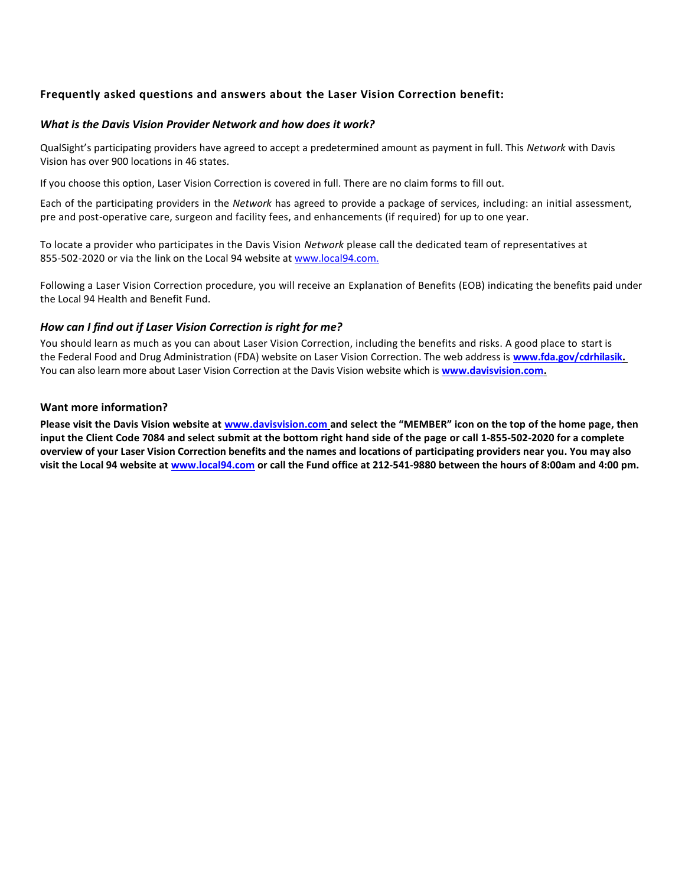### Frequently asked questions and answers about the Laser Vision Correction benefit:

#### *What is the Davis Vision Provider Network and how does it work?*

QualSight's participating providers have agreed to accept a predetermined amount as payment in full. This *Network* with Davis Vision has over 900 locations in 46 states.

If you choose this option, Laser Vision Correction is covered in full. There are no claim forms to fill out.

Each of the participating providers in the *Network* has agreed to provide a package of services, including: an initial assessment, pre and post-operative care, surgeon and facility fees, and enhancements (if required) for up to one year.

To locate a provider who participates in the Davis Vision *Network* please call the dedicated team of representatives at 855-502-2020 or via the link on the Local 94 website at www.local94.com.

Following a Laser Vision Correction procedure, you will receive an Explanation of Benefits (EOB) indicating the benefits paid under the Local 94 Health and Benefit Fund.

#### *How can I find out if Laser Vision Correction is right for me?*

You should learn as much as you can about Laser Vision Correction, including the benefits and risks. A good place to start is the Federal Food and Drug Administration (FDA) website on Laser Vision Correction. The web address is **www.fda.gov/cdrhilasik.** You can also learn more about Laser Vision Correction at the Davis Vision website which is **www.davisvision.com.**

### Want more information?

**Please visit the Davis Vision website at www.davisvision.com and select the "MEMBER" icon on the top of the home page, then input the Client Code 7084 and select submit at the bottom right hand side of the page or call 1-855-502-2020 for a complete overview of your Laser Vision Correction benefits and the names and locations of participating providers near you. You may also visit the Local 94 website at www.local94.com or call the Fund office at 212-541-9880 between the hours of 8:00am and 4:00 pm.**